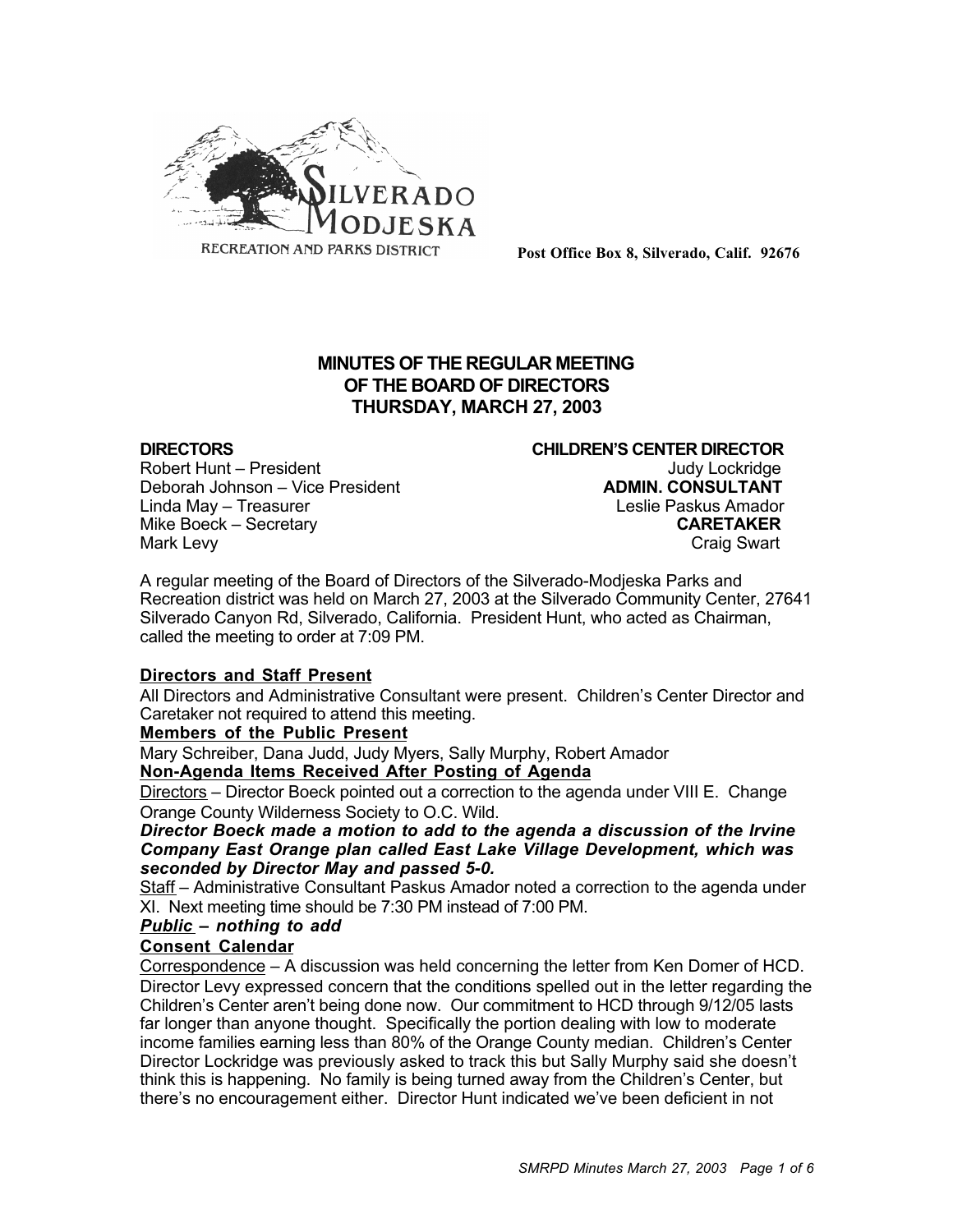SILVERADO MODJESKA
RECREATION AND PARKS DISTRICT

**Post Office Box 8, Silverado, Calif. 92676**

# MINUTES OF THE REGULAR MEETING OF THE BOARD OF DIRECTORS THURSDAY, MARCH 27, 2003

**DIRECTORS**
Robert Hunt – President
Deborah Johnson – Vice President
Linda May – Treasurer
Mike Boeck – Secretary
Mark Levy

**CHILDREN'S CENTER DIRECTOR**
Judy Lockridge
**ADMIN. CONSULTANT**
Leslie Paskus Amador
**CARETAKER**
Craig Swart

A regular meeting of the Board of Directors of the Silverado-Modjeska Parks and Recreation district was held on March 27, 2003 at the Silverado Community Center, 27641 Silverado Canyon Rd, Silverado, California. President Hunt, who acted as Chairman, called the meeting to order at 7:09 PM.

**Directors and Staff Present**

All Directors and Administrative Consultant were present. Children's Center Director and Caretaker not required to attend this meeting.

**Members of the Public Present**

Mary Schreiber, Dana Judd, Judy Myers, Sally Murphy, Robert Amador

**Non-Agenda Items Received After Posting of Agenda**

Directors – Director Boeck pointed out a correction to the agenda under VIII E. Change Orange County Wilderness Society to O.C. Wild.

***Director Boeck made a motion to add to the agenda a discussion of the Irvine Company East Orange plan called East Lake Village Development, which was seconded by Director May and passed 5-0.***

Staff – Administrative Consultant Paskus Amador noted a correction to the agenda under XI. Next meeting time should be 7:30 PM instead of 7:00 PM.

***Public – nothing to add***

**Consent Calendar**

Correspondence – A discussion was held concerning the letter from Ken Domer of HCD. Director Levy expressed concern that the conditions spelled out in the letter regarding the Children's Center aren't being done now. Our commitment to HCD through 9/12/05 lasts far longer than anyone thought. Specifically the portion dealing with low to moderate income families earning less than 80% of the Orange County median. Children's Center Director Lockridge was previously asked to track this but Sally Murphy said she doesn't think this is happening. No family is being turned away from the Children's Center, but there's no encouragement either. Director Hunt indicated we've been deficient in not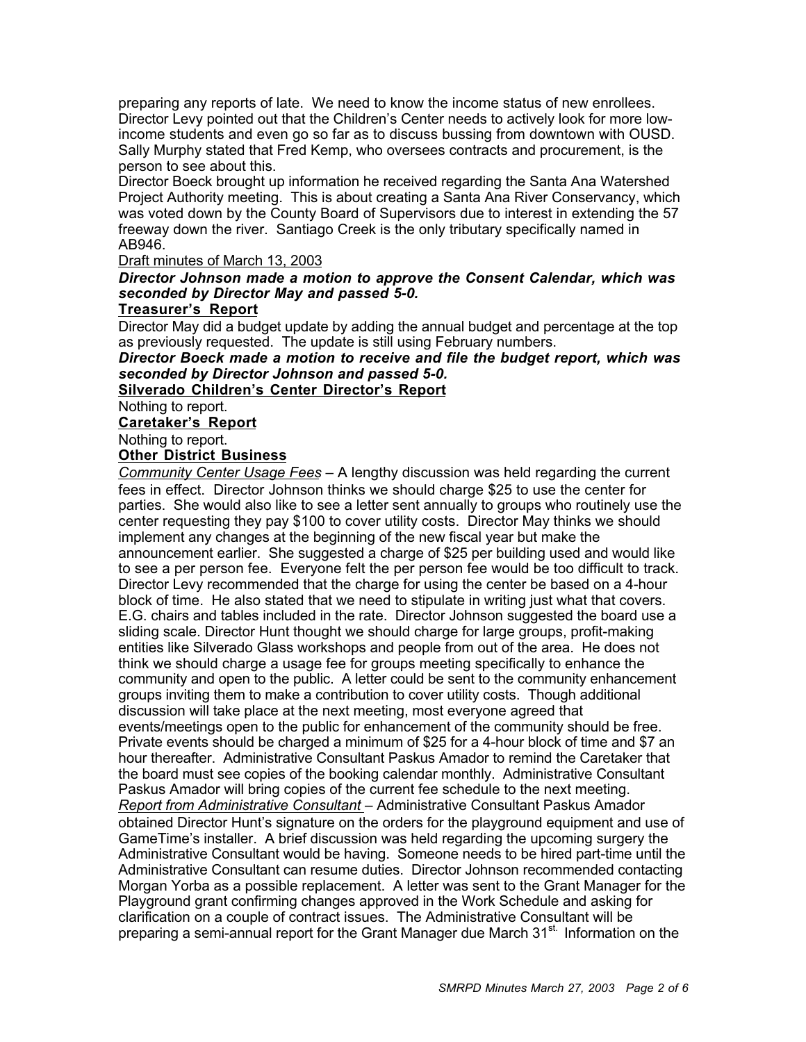preparing any reports of late. We need to know the income status of new enrollees. Director Levy pointed out that the Children's Center needs to actively look for more low-income students and even go so far as to discuss bussing from downtown with OUSD. Sally Murphy stated that Fred Kemp, who oversees contracts and procurement, is the person to see about this.

Director Boeck brought up information he received regarding the Santa Ana Watershed Project Authority meeting. This is about creating a Santa Ana River Conservancy, which was voted down by the County Board of Supervisors due to interest in extending the 57 freeway down the river. Santiago Creek is the only tributary specifically named in AB946.

Draft minutes of March 13, 2003

***Director Johnson made a motion to approve the Consent Calendar, which was seconded by Director May and passed 5-0.***

**Treasurer's Report**

Director May did a budget update by adding the annual budget and percentage at the top as previously requested. The update is still using February numbers.

***Director Boeck made a motion to receive and file the budget report, which was seconded by Director Johnson and passed 5-0.***

**Silverado Children's Center Director's Report**

Nothing to report.

**Caretaker's Report**

Nothing to report.

**Other District Business**

*Community Center Usage Fees* – A lengthy discussion was held regarding the current fees in effect. Director Johnson thinks we should charge $25 to use the center for parties. She would also like to see a letter sent annually to groups who routinely use the center requesting they pay $100 to cover utility costs. Director May thinks we should implement any changes at the beginning of the new fiscal year but make the announcement earlier. She suggested a charge of $25 per building used and would like to see a per person fee. Everyone felt the per person fee would be too difficult to track. Director Levy recommended that the charge for using the center be based on a 4-hour block of time. He also stated that we need to stipulate in writing just what that covers. E.G. chairs and tables included in the rate. Director Johnson suggested the board use a sliding scale. Director Hunt thought we should charge for large groups, profit-making entities like Silverado Glass workshops and people from out of the area. He does not think we should charge a usage fee for groups meeting specifically to enhance the community and open to the public. A letter could be sent to the community enhancement groups inviting them to make a contribution to cover utility costs. Though additional discussion will take place at the next meeting, most everyone agreed that events/meetings open to the public for enhancement of the community should be free. Private events should be charged a minimum of $25 for a 4-hour block of time and $7 an hour thereafter. Administrative Consultant Paskus Amador to remind the Caretaker that the board must see copies of the booking calendar monthly. Administrative Consultant Paskus Amador will bring copies of the current fee schedule to the next meeting.

*Report from Administrative Consultant* – Administrative Consultant Paskus Amador obtained Director Hunt's signature on the orders for the playground equipment and use of GameTime's installer. A brief discussion was held regarding the upcoming surgery the Administrative Consultant would be having. Someone needs to be hired part-time until the Administrative Consultant can resume duties. Director Johnson recommended contacting Morgan Yorba as a possible replacement. A letter was sent to the Grant Manager for the Playground grant confirming changes approved in the Work Schedule and asking for clarification on a couple of contract issues. The Administrative Consultant will be preparing a semi-annual report for the Grant Manager due March 31st. Information on the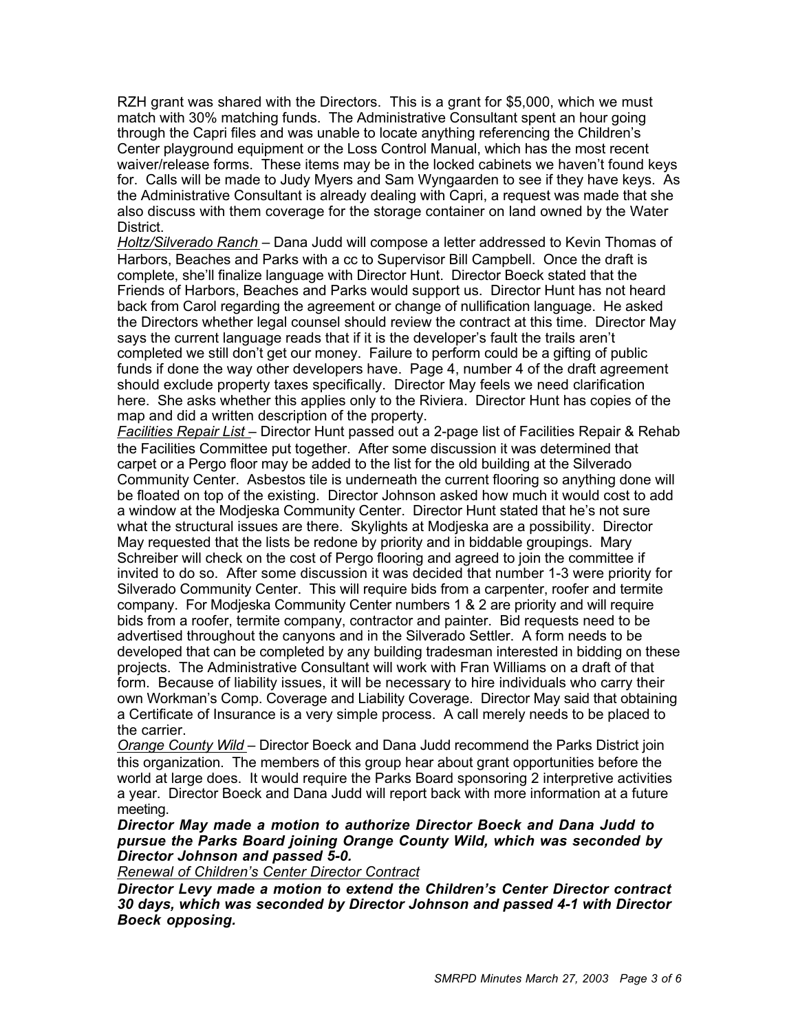RZH grant was shared with the Directors. This is a grant for $5,000, which we must match with 30% matching funds. The Administrative Consultant spent an hour going through the Capri files and was unable to locate anything referencing the Children's Center playground equipment or the Loss Control Manual, which has the most recent waiver/release forms. These items may be in the locked cabinets we haven't found keys for. Calls will be made to Judy Myers and Sam Wyngaarden to see if they have keys. As the Administrative Consultant is already dealing with Capri, a request was made that she also discuss with them coverage for the storage container on land owned by the Water District.

<u>Holtz/Silverado Ranch</u> – Dana Judd will compose a letter addressed to Kevin Thomas of Harbors, Beaches and Parks with a cc to Supervisor Bill Campbell. Once the draft is complete, she'll finalize language with Director Hunt. Director Boeck stated that the Friends of Harbors, Beaches and Parks would support us. Director Hunt has not heard back from Carol regarding the agreement or change of nullification language. He asked the Directors whether legal counsel should review the contract at this time. Director May says the current language reads that if it is the developer's fault the trails aren't completed we still don't get our money. Failure to perform could be a gifting of public funds if done the way other developers have. Page 4, number 4 of the draft agreement should exclude property taxes specifically. Director May feels we need clarification here. She asks whether this applies only to the Riviera. Director Hunt has copies of the map and did a written description of the property.

<u>Facilities Repair List</u> – Director Hunt passed out a 2-page list of Facilities Repair & Rehab the Facilities Committee put together. After some discussion it was determined that carpet or a Pergo floor may be added to the list for the old building at the Silverado Community Center. Asbestos tile is underneath the current flooring so anything done will be floated on top of the existing. Director Johnson asked how much it would cost to add a window at the Modjeska Community Center. Director Hunt stated that he's not sure what the structural issues are there. Skylights at Modjeska are a possibility. Director May requested that the lists be redone by priority and in biddable groupings. Mary Schreiber will check on the cost of Pergo flooring and agreed to join the committee if invited to do so. After some discussion it was decided that number 1-3 were priority for Silverado Community Center. This will require bids from a carpenter, roofer and termite company. For Modjeska Community Center numbers 1 & 2 are priority and will require bids from a roofer, termite company, contractor and painter. Bid requests need to be advertised throughout the canyons and in the Silverado Settler. A form needs to be developed that can be completed by any building tradesman interested in bidding on these projects. The Administrative Consultant will work with Fran Williams on a draft of that form. Because of liability issues, it will be necessary to hire individuals who carry their own Workman's Comp. Coverage and Liability Coverage. Director May said that obtaining a Certificate of Insurance is a very simple process. A call merely needs to be placed to the carrier.

<u>Orange County Wild</u> – Director Boeck and Dana Judd recommend the Parks District join this organization. The members of this group hear about grant opportunities before the world at large does. It would require the Parks Board sponsoring 2 interpretive activities a year. Director Boeck and Dana Judd will report back with more information at a future meeting.

***Director May made a motion to authorize Director Boeck and Dana Judd to pursue the Parks Board joining Orange County Wild, which was seconded by Director Johnson and passed 5-0.***

<u>*Renewal of Children's Center Director Contract*</u>

***Director Levy made a motion to extend the Children's Center Director contract 30 days, which was seconded by Director Johnson and passed 4-1 with Director Boeck opposing.***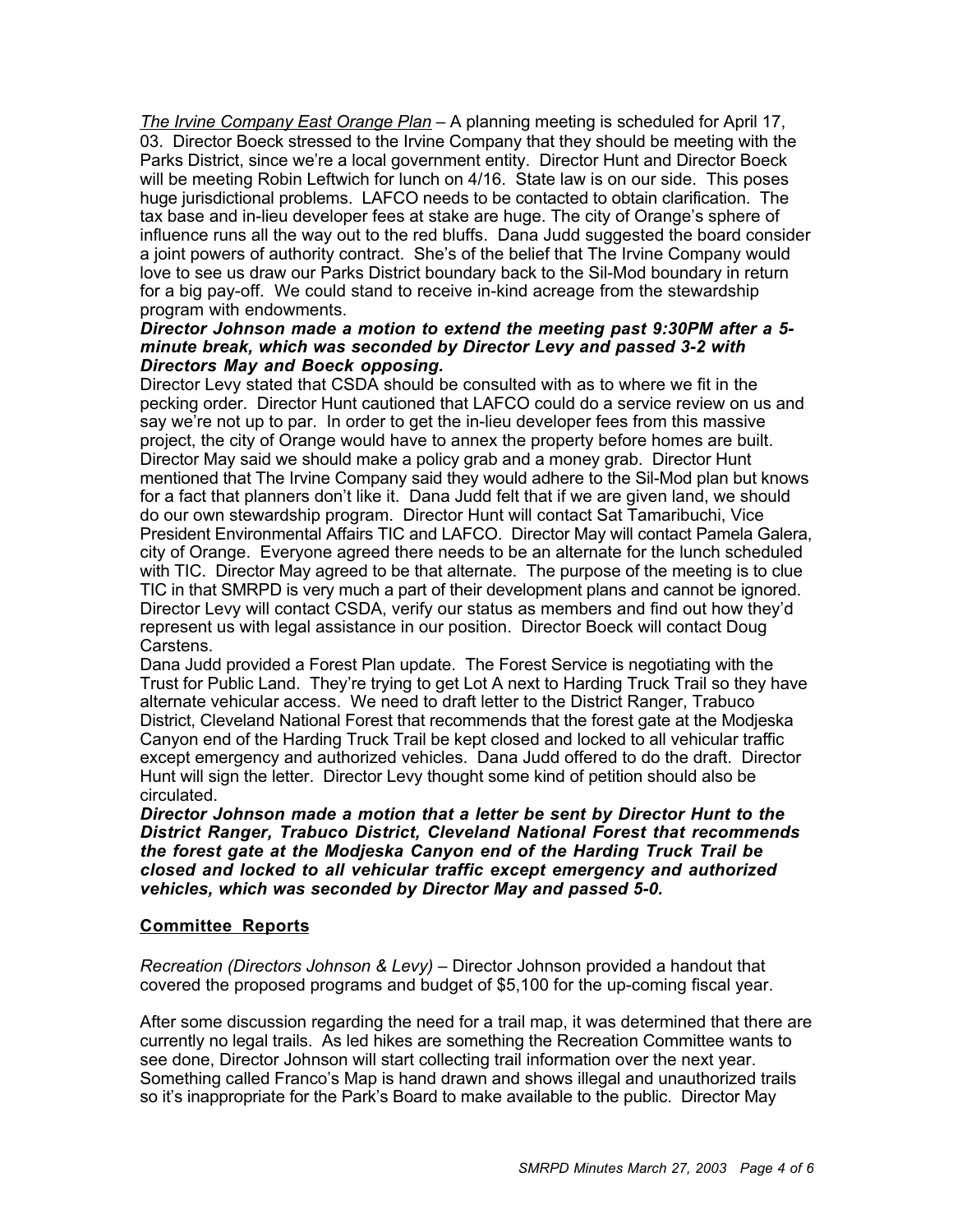*The Irvine Company East Orange Plan* – A planning meeting is scheduled for April 17, 03. Director Boeck stressed to the Irvine Company that they should be meeting with the Parks District, since we're a local government entity. Director Hunt and Director Boeck will be meeting Robin Leftwich for lunch on 4/16. State law is on our side. This poses huge jurisdictional problems. LAFCO needs to be contacted to obtain clarification. The tax base and in-lieu developer fees at stake are huge. The city of Orange's sphere of influence runs all the way out to the red bluffs. Dana Judd suggested the board consider a joint powers of authority contract. She's of the belief that The Irvine Company would love to see us draw our Parks District boundary back to the Sil-Mod boundary in return for a big pay-off. We could stand to receive in-kind acreage from the stewardship program with endowments.

***Director Johnson made a motion to extend the meeting past 9:30PM after a 5-minute break, which was seconded by Director Levy and passed 3-2 with Directors May and Boeck opposing.***

Director Levy stated that CSDA should be consulted with as to where we fit in the pecking order. Director Hunt cautioned that LAFCO could do a service review on us and say we're not up to par. In order to get the in-lieu developer fees from this massive project, the city of Orange would have to annex the property before homes are built. Director May said we should make a policy grab and a money grab. Director Hunt mentioned that The Irvine Company said they would adhere to the Sil-Mod plan but knows for a fact that planners don't like it. Dana Judd felt that if we are given land, we should do our own stewardship program. Director Hunt will contact Sat Tamaribuchi, Vice President Environmental Affairs TIC and LAFCO. Director May will contact Pamela Galera, city of Orange. Everyone agreed there needs to be an alternate for the lunch scheduled with TIC. Director May agreed to be that alternate. The purpose of the meeting is to clue TIC in that SMRPD is very much a part of their development plans and cannot be ignored. Director Levy will contact CSDA, verify our status as members and find out how they'd represent us with legal assistance in our position. Director Boeck will contact Doug Carstens.

Dana Judd provided a Forest Plan update. The Forest Service is negotiating with the Trust for Public Land. They're trying to get Lot A next to Harding Truck Trail so they have alternate vehicular access. We need to draft letter to the District Ranger, Trabuco District, Cleveland National Forest that recommends that the forest gate at the Modjeska Canyon end of the Harding Truck Trail be kept closed and locked to all vehicular traffic except emergency and authorized vehicles. Dana Judd offered to do the draft. Director Hunt will sign the letter. Director Levy thought some kind of petition should also be circulated.

***Director Johnson made a motion that a letter be sent by Director Hunt to the District Ranger, Trabuco District, Cleveland National Forest that recommends the forest gate at the Modjeska Canyon end of the Harding Truck Trail be closed and locked to all vehicular traffic except emergency and authorized vehicles, which was seconded by Director May and passed 5-0.***

## **Committee Reports**

*Recreation (Directors Johnson & Levy)* – Director Johnson provided a handout that covered the proposed programs and budget of $5,100 for the up-coming fiscal year.

After some discussion regarding the need for a trail map, it was determined that there are currently no legal trails. As led hikes are something the Recreation Committee wants to see done, Director Johnson will start collecting trail information over the next year. Something called Franco's Map is hand drawn and shows illegal and unauthorized trails so it's inappropriate for the Park's Board to make available to the public. Director May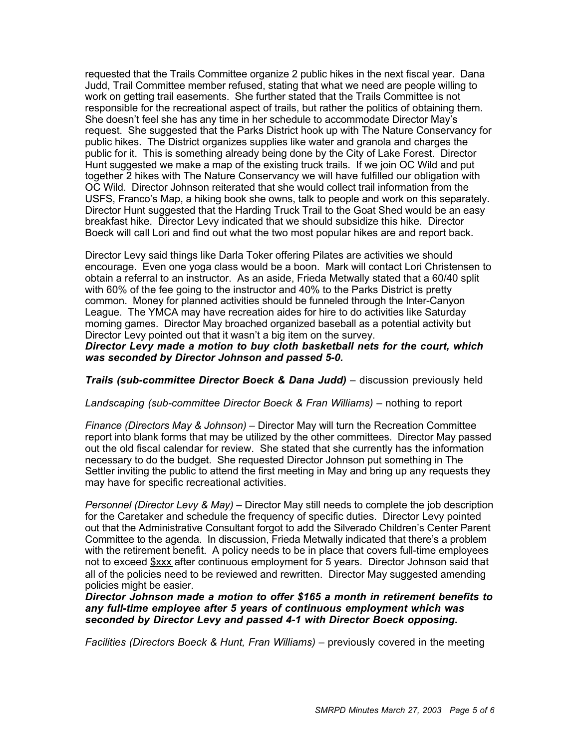requested that the Trails Committee organize 2 public hikes in the next fiscal year. Dana Judd, Trail Committee member refused, stating that what we need are people willing to work on getting trail easements. She further stated that the Trails Committee is not responsible for the recreational aspect of trails, but rather the politics of obtaining them. She doesn't feel she has any time in her schedule to accommodate Director May's request. She suggested that the Parks District hook up with The Nature Conservancy for public hikes. The District organizes supplies like water and granola and charges the public for it. This is something already being done by the City of Lake Forest. Director Hunt suggested we make a map of the existing truck trails. If we join OC Wild and put together 2 hikes with The Nature Conservancy we will have fulfilled our obligation with OC Wild. Director Johnson reiterated that she would collect trail information from the USFS, Franco's Map, a hiking book she owns, talk to people and work on this separately. Director Hunt suggested that the Harding Truck Trail to the Goat Shed would be an easy breakfast hike. Director Levy indicated that we should subsidize this hike. Director Boeck will call Lori and find out what the two most popular hikes are and report back.

Director Levy said things like Darla Toker offering Pilates are activities we should encourage. Even one yoga class would be a boon. Mark will contact Lori Christensen to obtain a referral to an instructor. As an aside, Frieda Metwally stated that a 60/40 split with 60% of the fee going to the instructor and 40% to the Parks District is pretty common. Money for planned activities should be funneled through the Inter-Canyon League. The YMCA may have recreation aides for hire to do activities like Saturday morning games. Director May broached organized baseball as a potential activity but Director Levy pointed out that it wasn't a big item on the survey.
***Director Levy made a motion to buy cloth basketball nets for the court, which was seconded by Director Johnson and passed 5-0.***

***Trails (sub-committee Director Boeck & Dana Judd)*** – discussion previously held

*Landscaping (sub-committee Director Boeck & Fran Williams)* – nothing to report

*Finance (Directors May & Johnson)* – Director May will turn the Recreation Committee report into blank forms that may be utilized by the other committees. Director May passed out the old fiscal calendar for review. She stated that she currently has the information necessary to do the budget. She requested Director Johnson put something in The Settler inviting the public to attend the first meeting in May and bring up any requests they may have for specific recreational activities.

*Personnel (Director Levy & May)* – Director May still needs to complete the job description for the Caretaker and schedule the frequency of specific duties. Director Levy pointed out that the Administrative Consultant forgot to add the Silverado Children's Center Parent Committee to the agenda. In discussion, Frieda Metwally indicated that there's a problem with the retirement benefit. A policy needs to be in place that covers full-time employees not to exceed $xxx after continuous employment for 5 years. Director Johnson said that all of the policies need to be reviewed and rewritten. Director May suggested amending policies might be easier.
***Director Johnson made a motion to offer $165 a month in retirement benefits to any full-time employee after 5 years of continuous employment which was seconded by Director Levy and passed 4-1 with Director Boeck opposing.***

*Facilities (Directors Boeck & Hunt, Fran Williams)* – previously covered in the meeting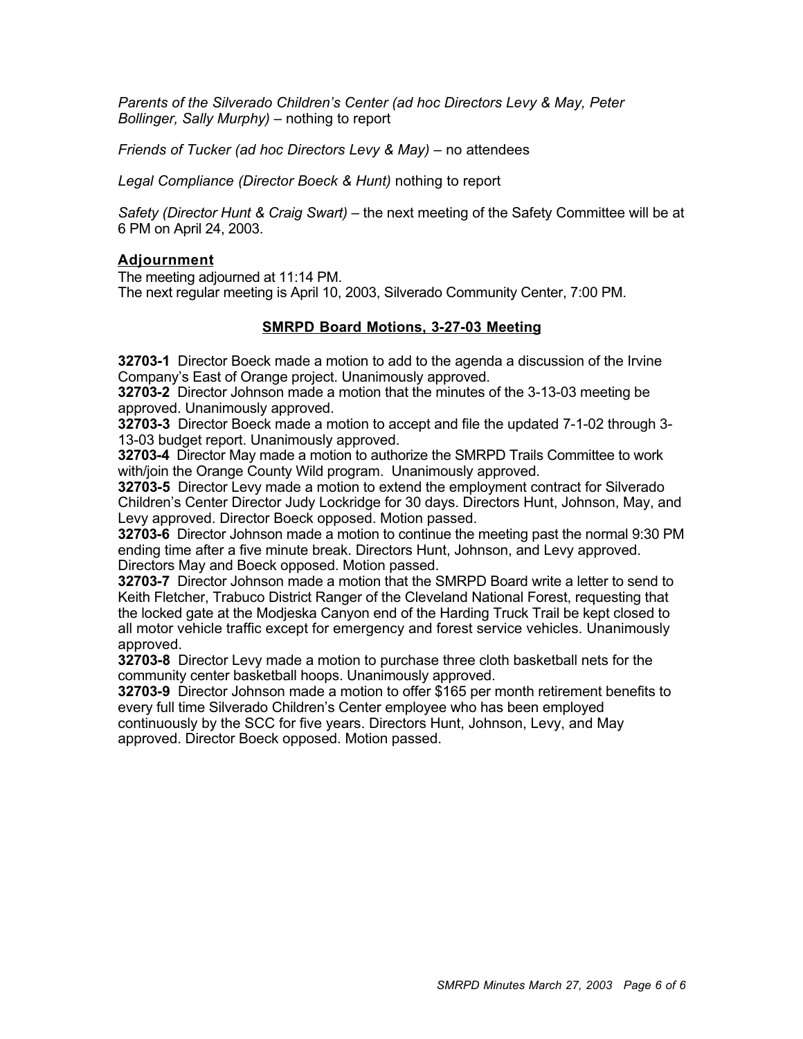*Parents of the Silverado Children's Center (ad hoc Directors Levy & May, Peter Bollinger, Sally Murphy)* – nothing to report

*Friends of Tucker (ad hoc Directors Levy & May)* – no attendees

*Legal Compliance (Director Boeck & Hunt)* nothing to report

*Safety (Director Hunt & Craig Swart)* – the next meeting of the Safety Committee will be at 6 PM on April 24, 2003.

## Adjournment

The meeting adjourned at 11:14 PM.
The next regular meeting is April 10, 2003, Silverado Community Center, 7:00 PM.

## SMRPD Board Motions, 3-27-03 Meeting

**32703-1** Director Boeck made a motion to add to the agenda a discussion of the Irvine Company's East of Orange project. Unanimously approved.
**32703-2** Director Johnson made a motion that the minutes of the 3-13-03 meeting be approved. Unanimously approved.
**32703-3** Director Boeck made a motion to accept and file the updated 7-1-02 through 3-13-03 budget report. Unanimously approved.
**32703-4** Director May made a motion to authorize the SMRPD Trails Committee to work with/join the Orange County Wild program. Unanimously approved.
**32703-5** Director Levy made a motion to extend the employment contract for Silverado Children's Center Director Judy Lockridge for 30 days. Directors Hunt, Johnson, May, and Levy approved. Director Boeck opposed. Motion passed.
**32703-6** Director Johnson made a motion to continue the meeting past the normal 9:30 PM ending time after a five minute break. Directors Hunt, Johnson, and Levy approved. Directors May and Boeck opposed. Motion passed.
**32703-7** Director Johnson made a motion that the SMRPD Board write a letter to send to Keith Fletcher, Trabuco District Ranger of the Cleveland National Forest, requesting that the locked gate at the Modjeska Canyon end of the Harding Truck Trail be kept closed to all motor vehicle traffic except for emergency and forest service vehicles. Unanimously approved.
**32703-8** Director Levy made a motion to purchase three cloth basketball nets for the community center basketball hoops. Unanimously approved.
**32703-9** Director Johnson made a motion to offer $165 per month retirement benefits to every full time Silverado Children's Center employee who has been employed continuously by the SCC for five years. Directors Hunt, Johnson, Levy, and May approved. Director Boeck opposed. Motion passed.